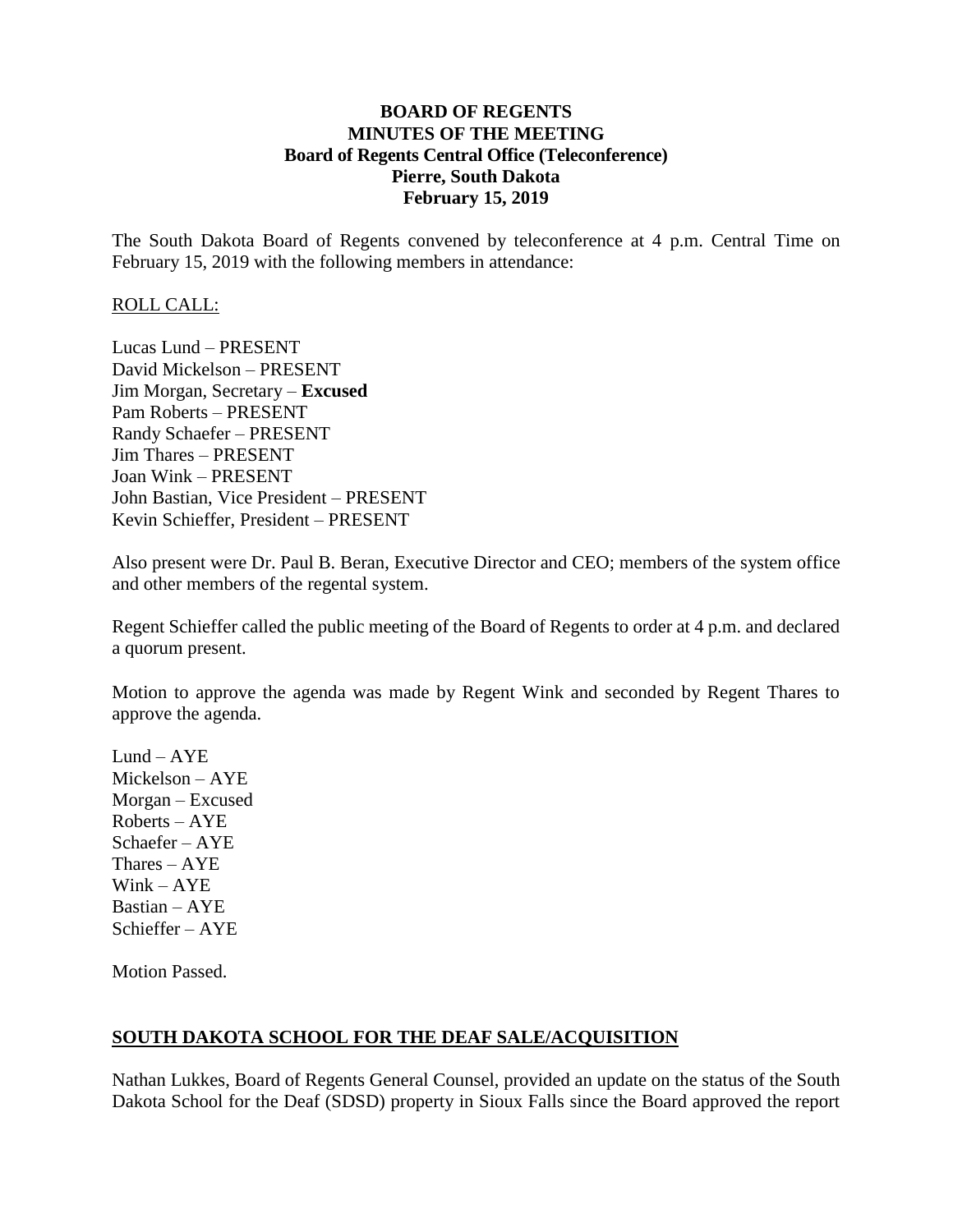**BOARD OF REGENTS**
**MINUTES OF THE MEETING**
**Board of Regents Central Office (Teleconference)**
**Pierre, South Dakota**
**February 15, 2019**

The South Dakota Board of Regents convened by teleconference at 4 p.m. Central Time on February 15, 2019 with the following members in attendance:

ROLL CALL:

Lucas Lund – PRESENT
David Mickelson – PRESENT
Jim Morgan, Secretary – **Excused**
Pam Roberts – PRESENT
Randy Schaefer – PRESENT
Jim Thares – PRESENT
Joan Wink – PRESENT
John Bastian, Vice President – PRESENT
Kevin Schieffer, President – PRESENT

Also present were Dr. Paul B. Beran, Executive Director and CEO; members of the system office and other members of the regental system.

Regent Schieffer called the public meeting of the Board of Regents to order at 4 p.m. and declared a quorum present.

Motion to approve the agenda was made by Regent Wink and seconded by Regent Thares to approve the agenda.

Lund – AYE
Mickelson – AYE
Morgan – Excused
Roberts – AYE
Schaefer – AYE
Thares – AYE
Wink – AYE
Bastian – AYE
Schieffer – AYE

Motion Passed.

## SOUTH DAKOTA SCHOOL FOR THE DEAF SALE/ACQUISITION

Nathan Lukkes, Board of Regents General Counsel, provided an update on the status of the South Dakota School for the Deaf (SDSD) property in Sioux Falls since the Board approved the report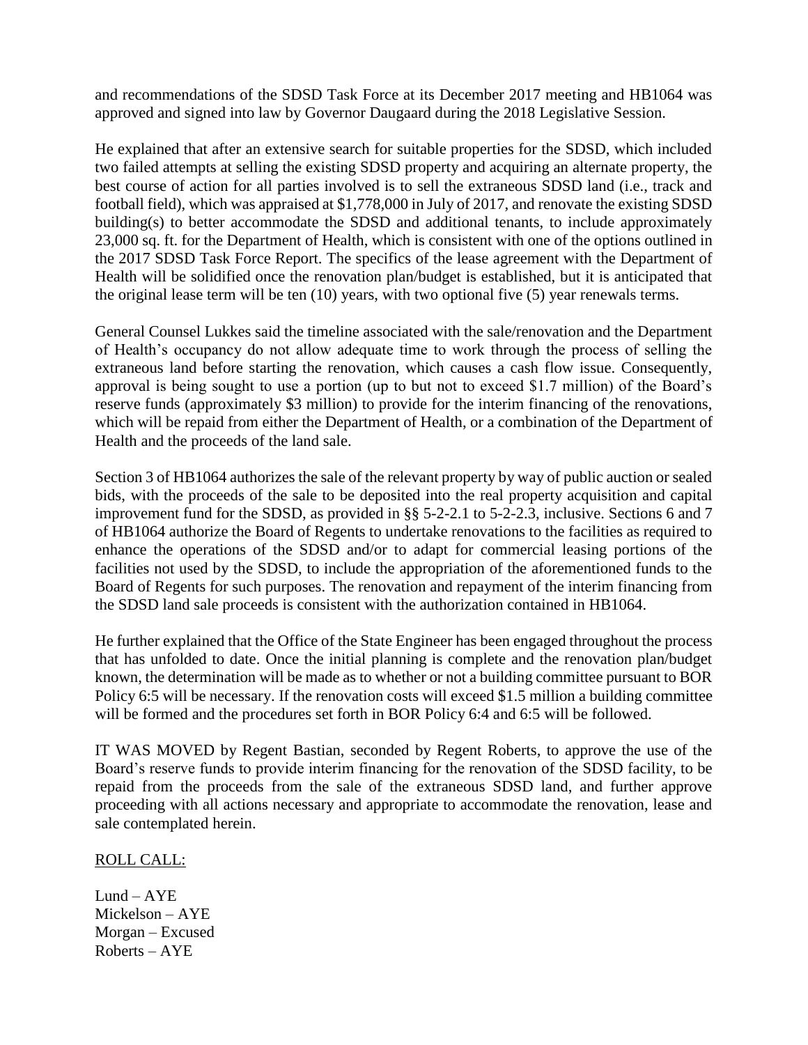and recommendations of the SDSD Task Force at its December 2017 meeting and HB1064 was approved and signed into law by Governor Daugaard during the 2018 Legislative Session.

He explained that after an extensive search for suitable properties for the SDSD, which included two failed attempts at selling the existing SDSD property and acquiring an alternate property, the best course of action for all parties involved is to sell the extraneous SDSD land (i.e., track and football field), which was appraised at $1,778,000 in July of 2017, and renovate the existing SDSD building(s) to better accommodate the SDSD and additional tenants, to include approximately 23,000 sq. ft. for the Department of Health, which is consistent with one of the options outlined in the 2017 SDSD Task Force Report. The specifics of the lease agreement with the Department of Health will be solidified once the renovation plan/budget is established, but it is anticipated that the original lease term will be ten (10) years, with two optional five (5) year renewals terms.

General Counsel Lukkes said the timeline associated with the sale/renovation and the Department of Health's occupancy do not allow adequate time to work through the process of selling the extraneous land before starting the renovation, which causes a cash flow issue. Consequently, approval is being sought to use a portion (up to but not to exceed $1.7 million) of the Board's reserve funds (approximately $3 million) to provide for the interim financing of the renovations, which will be repaid from either the Department of Health, or a combination of the Department of Health and the proceeds of the land sale.

Section 3 of HB1064 authorizes the sale of the relevant property by way of public auction or sealed bids, with the proceeds of the sale to be deposited into the real property acquisition and capital improvement fund for the SDSD, as provided in §§ 5-2-2.1 to 5-2-2.3, inclusive. Sections 6 and 7 of HB1064 authorize the Board of Regents to undertake renovations to the facilities as required to enhance the operations of the SDSD and/or to adapt for commercial leasing portions of the facilities not used by the SDSD, to include the appropriation of the aforementioned funds to the Board of Regents for such purposes. The renovation and repayment of the interim financing from the SDSD land sale proceeds is consistent with the authorization contained in HB1064.

He further explained that the Office of the State Engineer has been engaged throughout the process that has unfolded to date. Once the initial planning is complete and the renovation plan/budget known, the determination will be made as to whether or not a building committee pursuant to BOR Policy 6:5 will be necessary. If the renovation costs will exceed $1.5 million a building committee will be formed and the procedures set forth in BOR Policy 6:4 and 6:5 will be followed.

IT WAS MOVED by Regent Bastian, seconded by Regent Roberts, to approve the use of the Board's reserve funds to provide interim financing for the renovation of the SDSD facility, to be repaid from the proceeds from the sale of the extraneous SDSD land, and further approve proceeding with all actions necessary and appropriate to accommodate the renovation, lease and sale contemplated herein.

ROLL CALL:

Lund – AYE
Mickelson – AYE
Morgan – Excused
Roberts – AYE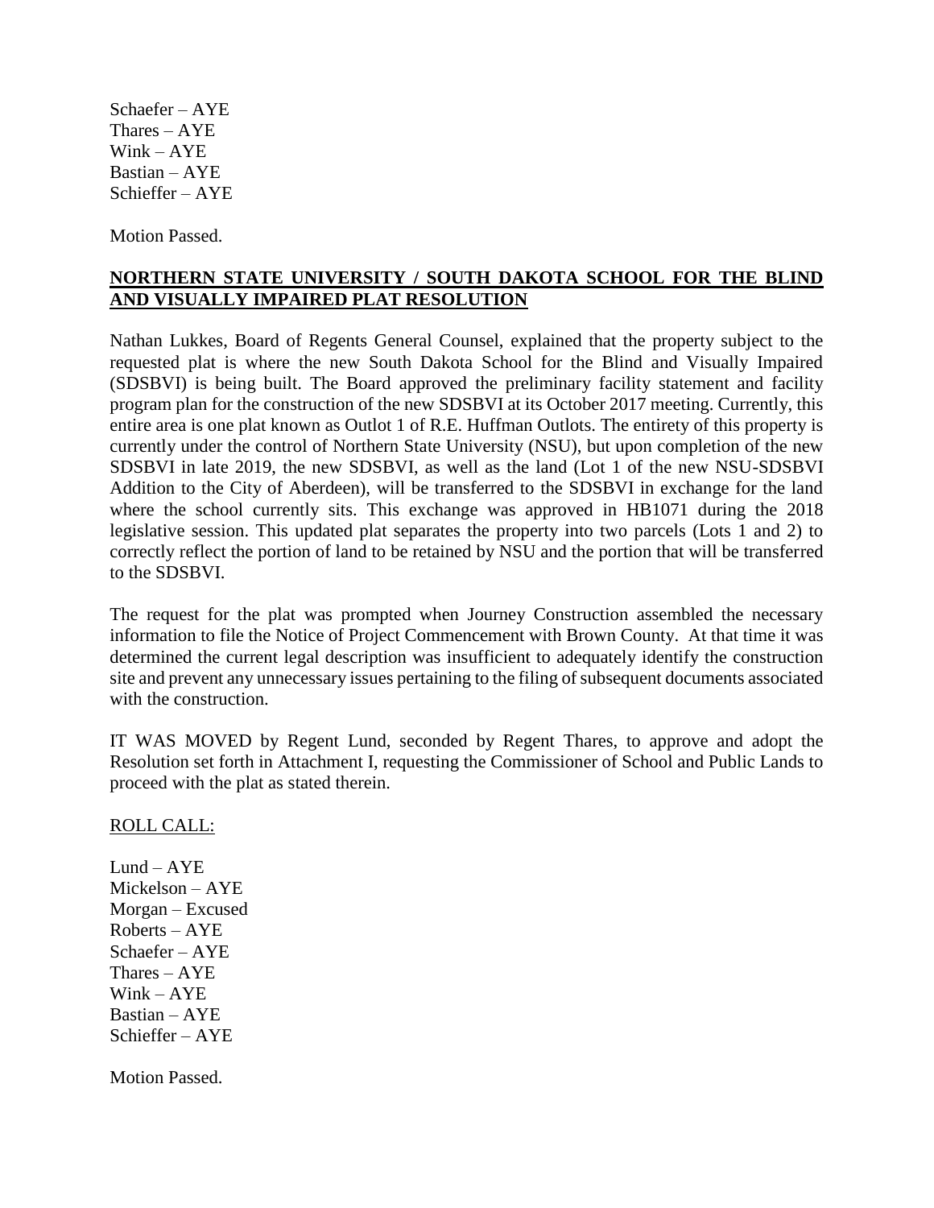Schaefer – AYE
Thares – AYE
Wink – AYE
Bastian – AYE
Schieffer – AYE

Motion Passed.

**NORTHERN STATE UNIVERSITY / SOUTH DAKOTA SCHOOL FOR THE BLIND AND VISUALLY IMPAIRED PLAT RESOLUTION**

Nathan Lukkes, Board of Regents General Counsel, explained that the property subject to the requested plat is where the new South Dakota School for the Blind and Visually Impaired (SDSBVI) is being built. The Board approved the preliminary facility statement and facility program plan for the construction of the new SDSBVI at its October 2017 meeting. Currently, this entire area is one plat known as Outlot 1 of R.E. Huffman Outlots. The entirety of this property is currently under the control of Northern State University (NSU), but upon completion of the new SDSBVI in late 2019, the new SDSBVI, as well as the land (Lot 1 of the new NSU-SDSBVI Addition to the City of Aberdeen), will be transferred to the SDSBVI in exchange for the land where the school currently sits. This exchange was approved in HB1071 during the 2018 legislative session. This updated plat separates the property into two parcels (Lots 1 and 2) to correctly reflect the portion of land to be retained by NSU and the portion that will be transferred to the SDSBVI.

The request for the plat was prompted when Journey Construction assembled the necessary information to file the Notice of Project Commencement with Brown County. At that time it was determined the current legal description was insufficient to adequately identify the construction site and prevent any unnecessary issues pertaining to the filing of subsequent documents associated with the construction.

IT WAS MOVED by Regent Lund, seconded by Regent Thares, to approve and adopt the Resolution set forth in Attachment I, requesting the Commissioner of School and Public Lands to proceed with the plat as stated therein.

ROLL CALL:

Lund – AYE
Mickelson – AYE
Morgan – Excused
Roberts – AYE
Schaefer – AYE
Thares – AYE
Wink – AYE
Bastian – AYE
Schieffer – AYE

Motion Passed.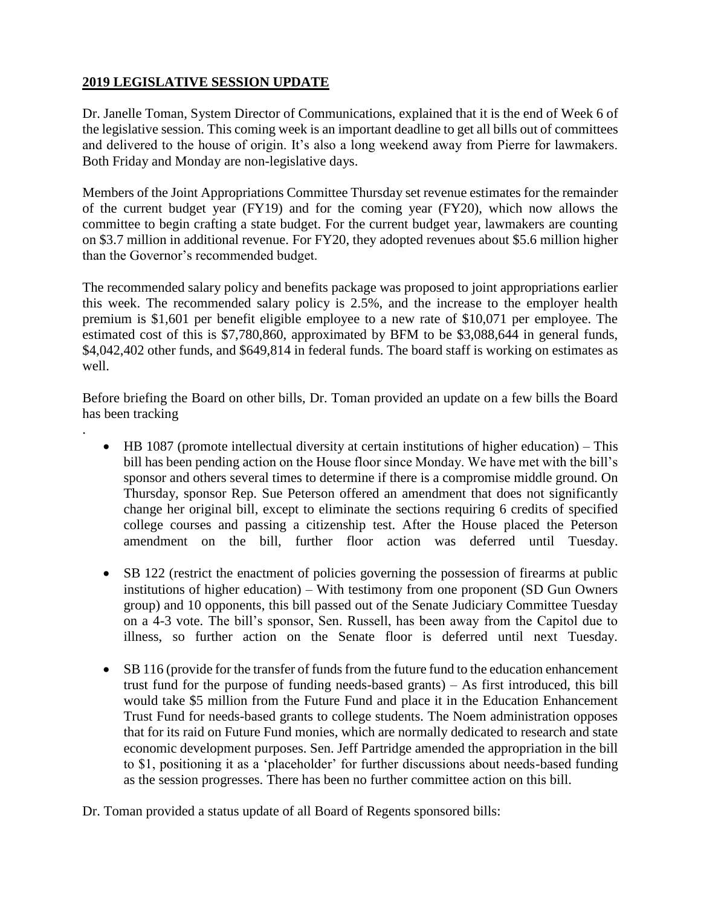**2019 LEGISLATIVE SESSION UPDATE**

Dr. Janelle Toman, System Director of Communications, explained that it is the end of Week 6 of the legislative session. This coming week is an important deadline to get all bills out of committees and delivered to the house of origin. It's also a long weekend away from Pierre for lawmakers. Both Friday and Monday are non-legislative days.

Members of the Joint Appropriations Committee Thursday set revenue estimates for the remainder of the current budget year (FY19) and for the coming year (FY20), which now allows the committee to begin crafting a state budget. For the current budget year, lawmakers are counting on $3.7 million in additional revenue. For FY20, they adopted revenues about $5.6 million higher than the Governor's recommended budget.

The recommended salary policy and benefits package was proposed to joint appropriations earlier this week. The recommended salary policy is 2.5%, and the increase to the employer health premium is $1,601 per benefit eligible employee to a new rate of $10,071 per employee. The estimated cost of this is $7,780,860, approximated by BFM to be $3,088,644 in general funds, $4,042,402 other funds, and $649,814 in federal funds. The board staff is working on estimates as well.

Before briefing the Board on other bills, Dr. Toman provided an update on a few bills the Board has been tracking
.

- HB 1087 (promote intellectual diversity at certain institutions of higher education) – This bill has been pending action on the House floor since Monday. We have met with the bill's sponsor and others several times to determine if there is a compromise middle ground. On Thursday, sponsor Rep. Sue Peterson offered an amendment that does not significantly change her original bill, except to eliminate the sections requiring 6 credits of specified college courses and passing a citizenship test. After the House placed the Peterson amendment on the bill, further floor action was deferred until Tuesday.

- SB 122 (restrict the enactment of policies governing the possession of firearms at public institutions of higher education) – With testimony from one proponent (SD Gun Owners group) and 10 opponents, this bill passed out of the Senate Judiciary Committee Tuesday on a 4-3 vote. The bill's sponsor, Sen. Russell, has been away from the Capitol due to illness, so further action on the Senate floor is deferred until next Tuesday.

- SB 116 (provide for the transfer of funds from the future fund to the education enhancement trust fund for the purpose of funding needs-based grants) – As first introduced, this bill would take $5 million from the Future Fund and place it in the Education Enhancement Trust Fund for needs-based grants to college students. The Noem administration opposes that for its raid on Future Fund monies, which are normally dedicated to research and state economic development purposes. Sen. Jeff Partridge amended the appropriation in the bill to $1, positioning it as a 'placeholder' for further discussions about needs-based funding as the session progresses. There has been no further committee action on this bill.

Dr. Toman provided a status update of all Board of Regents sponsored bills: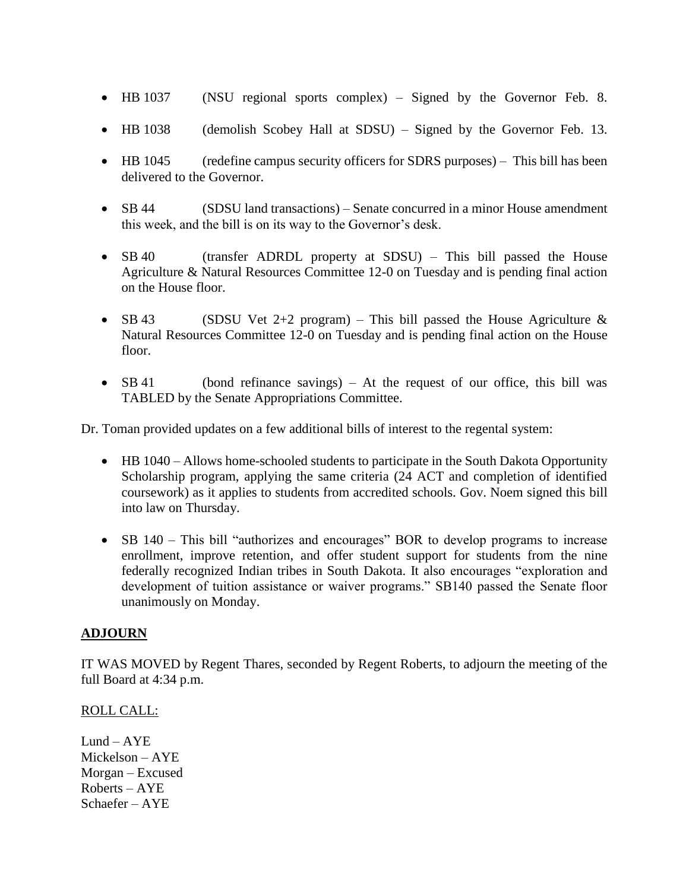- HB 1037 (NSU regional sports complex) – Signed by the Governor Feb. 8.
- HB 1038 (demolish Scobey Hall at SDSU) – Signed by the Governor Feb. 13.
- HB 1045 (redefine campus security officers for SDRS purposes) – This bill has been delivered to the Governor.
- SB 44 (SDSU land transactions) – Senate concurred in a minor House amendment this week, and the bill is on its way to the Governor's desk.
- SB 40 (transfer ADRDL property at SDSU) – This bill passed the House Agriculture & Natural Resources Committee 12-0 on Tuesday and is pending final action on the House floor.
- SB 43 (SDSU Vet 2+2 program) – This bill passed the House Agriculture & Natural Resources Committee 12-0 on Tuesday and is pending final action on the House floor.
- SB 41 (bond refinance savings) – At the request of our office, this bill was TABLED by the Senate Appropriations Committee.

Dr. Toman provided updates on a few additional bills of interest to the regental system:

- HB 1040 – Allows home-schooled students to participate in the South Dakota Opportunity Scholarship program, applying the same criteria (24 ACT and completion of identified coursework) as it applies to students from accredited schools. Gov. Noem signed this bill into law on Thursday.
- SB 140 – This bill "authorizes and encourages" BOR to develop programs to increase enrollment, improve retention, and offer student support for students from the nine federally recognized Indian tribes in South Dakota. It also encourages "exploration and development of tuition assistance or waiver programs." SB140 passed the Senate floor unanimously on Monday.

## ADJOURN

IT WAS MOVED by Regent Thares, seconded by Regent Roberts, to adjourn the meeting of the full Board at 4:34 p.m.

ROLL CALL:

Lund – AYE  
Mickelson – AYE  
Morgan – Excused  
Roberts – AYE  
Schaefer – AYE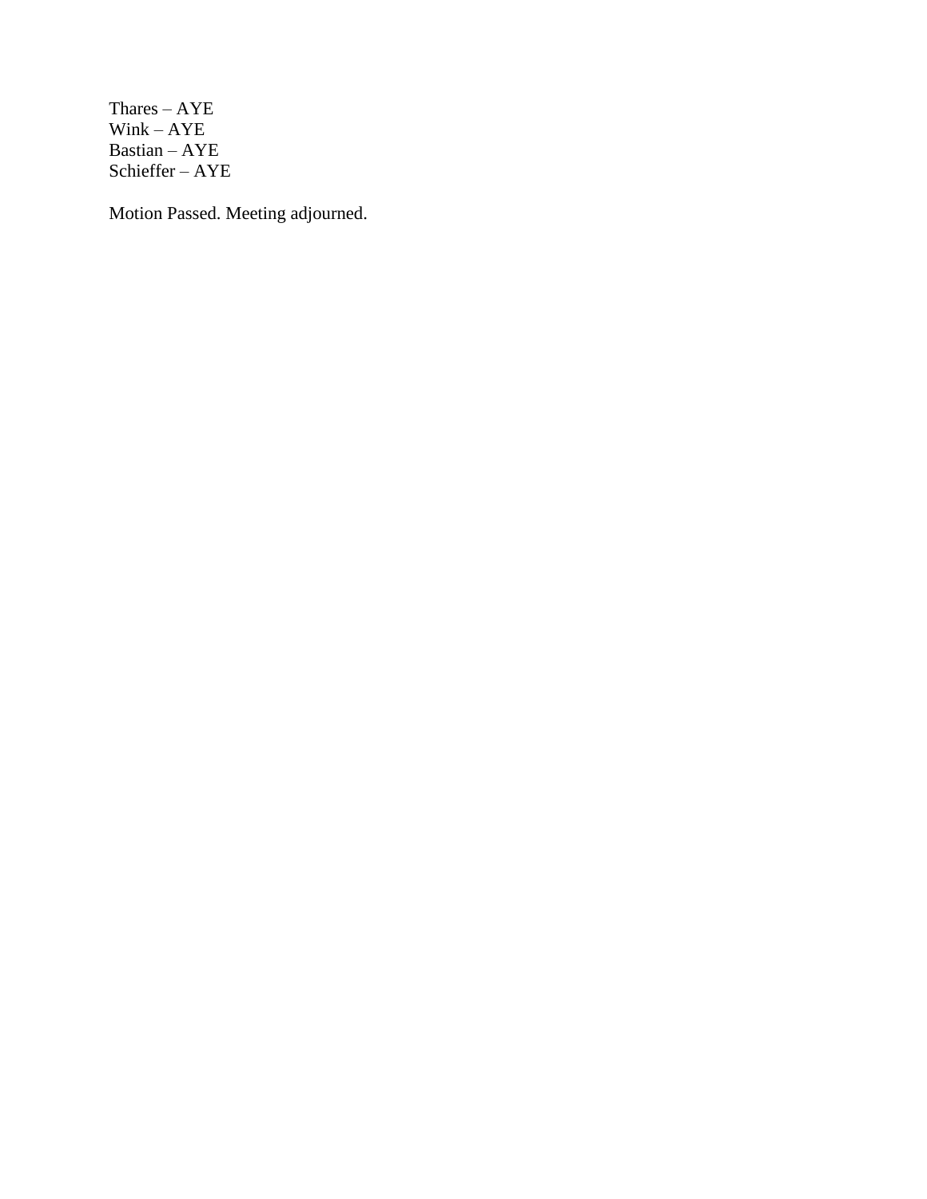Thares – AYE
Wink – AYE
Bastian – AYE
Schieffer – AYE

Motion Passed. Meeting adjourned.